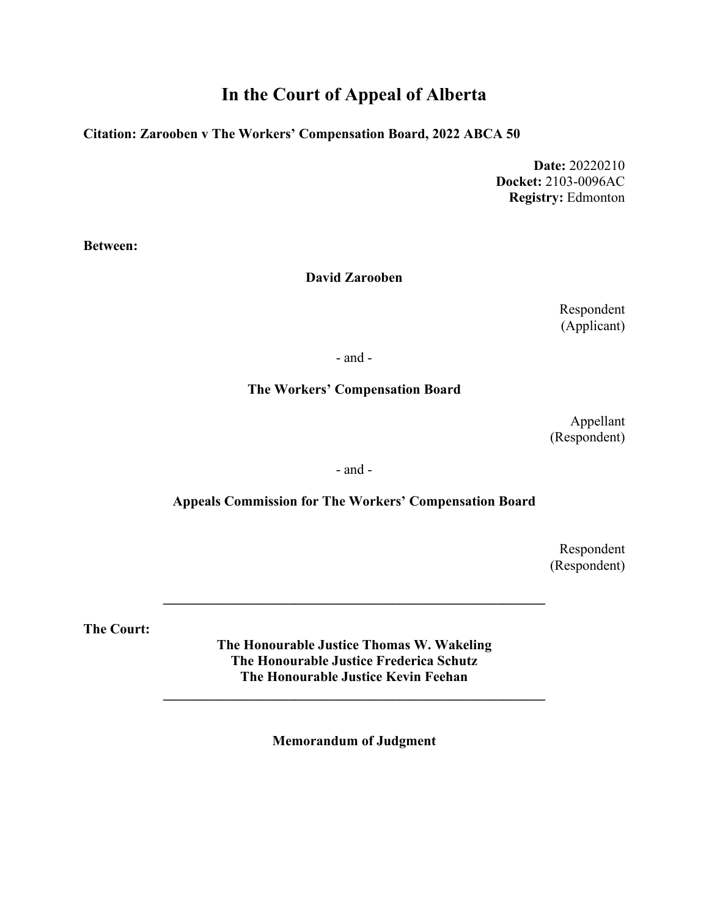# In the Court of Appeal of Alberta

**Citation: Zarooben v The Workers' Compensation Board, 2022 ABCA 50**

**Date:** 20220210
**Docket:** 2103-0096AC
**Registry:** Edmonton

**Between:**

**David Zarooben**

Respondent
(Applicant)

\- and -

**The Workers' Compensation Board**

Appellant
(Respondent)

\- and -

**Appeals Commission for The Workers' Compensation Board**

Respondent
(Respondent)

---

**The Court:**

**The Honourable Justice Thomas W. Wakeling**
**The Honourable Justice Frederica Schutz**
**The Honourable Justice Kevin Feehan**

---

**Memorandum of Judgment**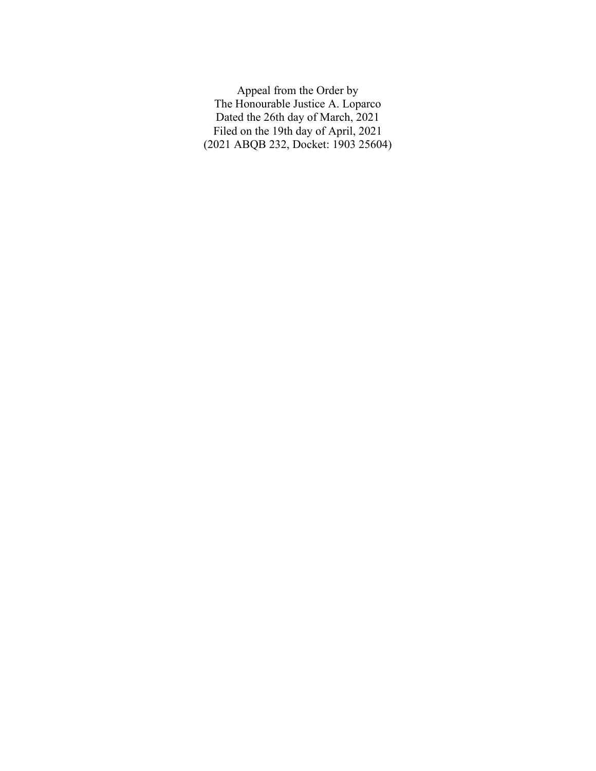Appeal from the Order by
The Honourable Justice A. Loparco
Dated the 26th day of March, 2021
Filed on the 19th day of April, 2021
(2021 ABQB 232, Docket: 1903 25604)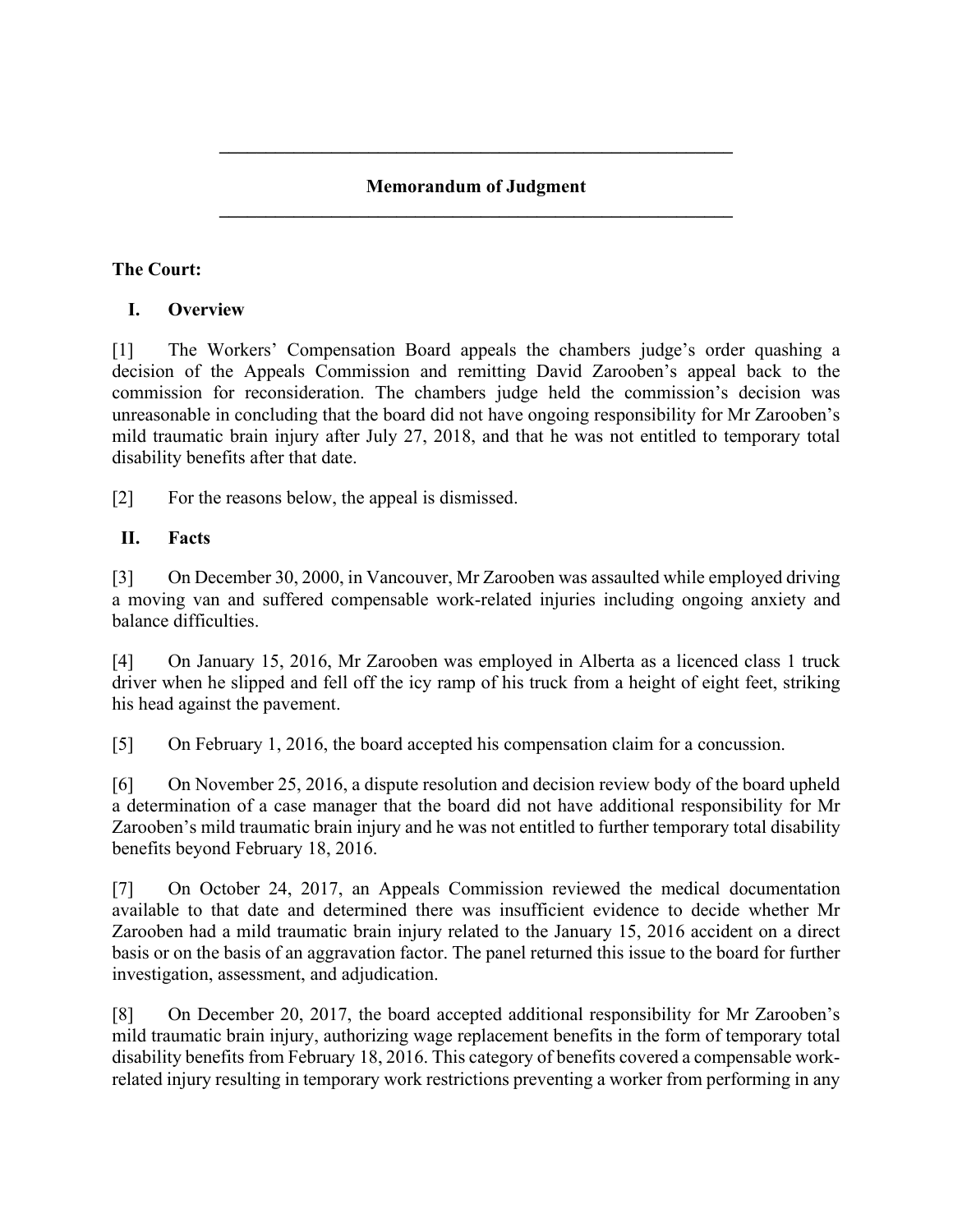## Memorandum of Judgment

**The Court:**

### I. Overview

[1] The Workers' Compensation Board appeals the chambers judge's order quashing a decision of the Appeals Commission and remitting David Zarooben's appeal back to the commission for reconsideration. The chambers judge held the commission's decision was unreasonable in concluding that the board did not have ongoing responsibility for Mr Zarooben's mild traumatic brain injury after July 27, 2018, and that he was not entitled to temporary total disability benefits after that date.

[2] For the reasons below, the appeal is dismissed.

### II. Facts

[3] On December 30, 2000, in Vancouver, Mr Zarooben was assaulted while employed driving a moving van and suffered compensable work-related injuries including ongoing anxiety and balance difficulties.

[4] On January 15, 2016, Mr Zarooben was employed in Alberta as a licenced class 1 truck driver when he slipped and fell off the icy ramp of his truck from a height of eight feet, striking his head against the pavement.

[5] On February 1, 2016, the board accepted his compensation claim for a concussion.

[6] On November 25, 2016, a dispute resolution and decision review body of the board upheld a determination of a case manager that the board did not have additional responsibility for Mr Zarooben's mild traumatic brain injury and he was not entitled to further temporary total disability benefits beyond February 18, 2016.

[7] On October 24, 2017, an Appeals Commission reviewed the medical documentation available to that date and determined there was insufficient evidence to decide whether Mr Zarooben had a mild traumatic brain injury related to the January 15, 2016 accident on a direct basis or on the basis of an aggravation factor. The panel returned this issue to the board for further investigation, assessment, and adjudication.

[8] On December 20, 2017, the board accepted additional responsibility for Mr Zarooben's mild traumatic brain injury, authorizing wage replacement benefits in the form of temporary total disability benefits from February 18, 2016. This category of benefits covered a compensable work-related injury resulting in temporary work restrictions preventing a worker from performing in any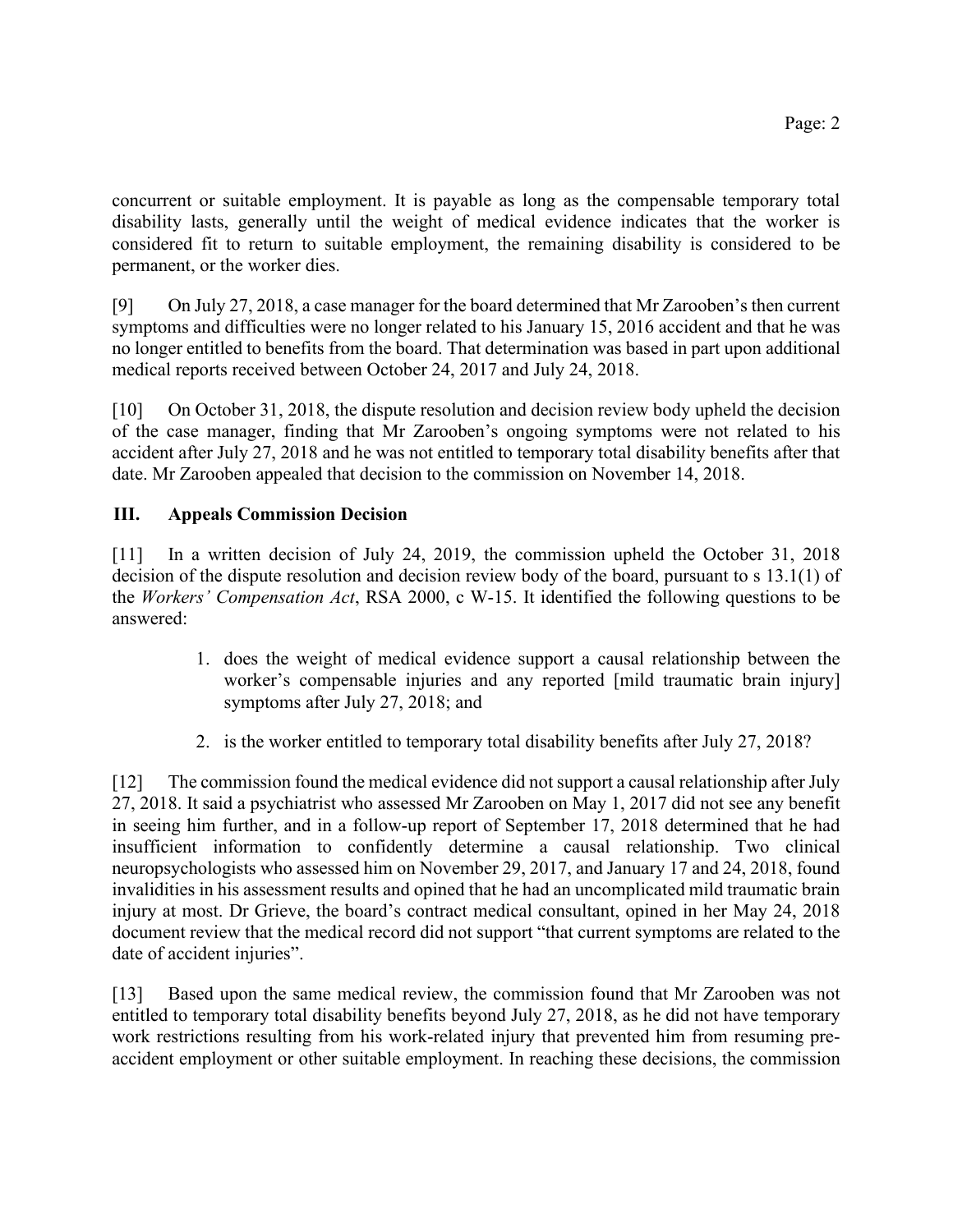concurrent or suitable employment. It is payable as long as the compensable temporary total disability lasts, generally until the weight of medical evidence indicates that the worker is considered fit to return to suitable employment, the remaining disability is considered to be permanent, or the worker dies.

[9] On July 27, 2018, a case manager for the board determined that Mr Zarooben's then current symptoms and difficulties were no longer related to his January 15, 2016 accident and that he was no longer entitled to benefits from the board. That determination was based in part upon additional medical reports received between October 24, 2017 and July 24, 2018.

[10] On October 31, 2018, the dispute resolution and decision review body upheld the decision of the case manager, finding that Mr Zarooben's ongoing symptoms were not related to his accident after July 27, 2018 and he was not entitled to temporary total disability benefits after that date. Mr Zarooben appealed that decision to the commission on November 14, 2018.

## III. Appeals Commission Decision

[11] In a written decision of July 24, 2019, the commission upheld the October 31, 2018 decision of the dispute resolution and decision review body of the board, pursuant to s 13.1(1) of the *Workers' Compensation Act*, RSA 2000, c W-15. It identified the following questions to be answered:

> 1. does the weight of medical evidence support a causal relationship between the worker's compensable injuries and any reported [mild traumatic brain injury] symptoms after July 27, 2018; and
>
> 2. is the worker entitled to temporary total disability benefits after July 27, 2018?

[12] The commission found the medical evidence did not support a causal relationship after July 27, 2018. It said a psychiatrist who assessed Mr Zarooben on May 1, 2017 did not see any benefit in seeing him further, and in a follow-up report of September 17, 2018 determined that he had insufficient information to confidently determine a causal relationship. Two clinical neuropsychologists who assessed him on November 29, 2017, and January 17 and 24, 2018, found invalidities in his assessment results and opined that he had an uncomplicated mild traumatic brain injury at most. Dr Grieve, the board's contract medical consultant, opined in her May 24, 2018 document review that the medical record did not support "that current symptoms are related to the date of accident injuries".

[13] Based upon the same medical review, the commission found that Mr Zarooben was not entitled to temporary total disability benefits beyond July 27, 2018, as he did not have temporary work restrictions resulting from his work-related injury that prevented him from resuming pre-accident employment or other suitable employment. In reaching these decisions, the commission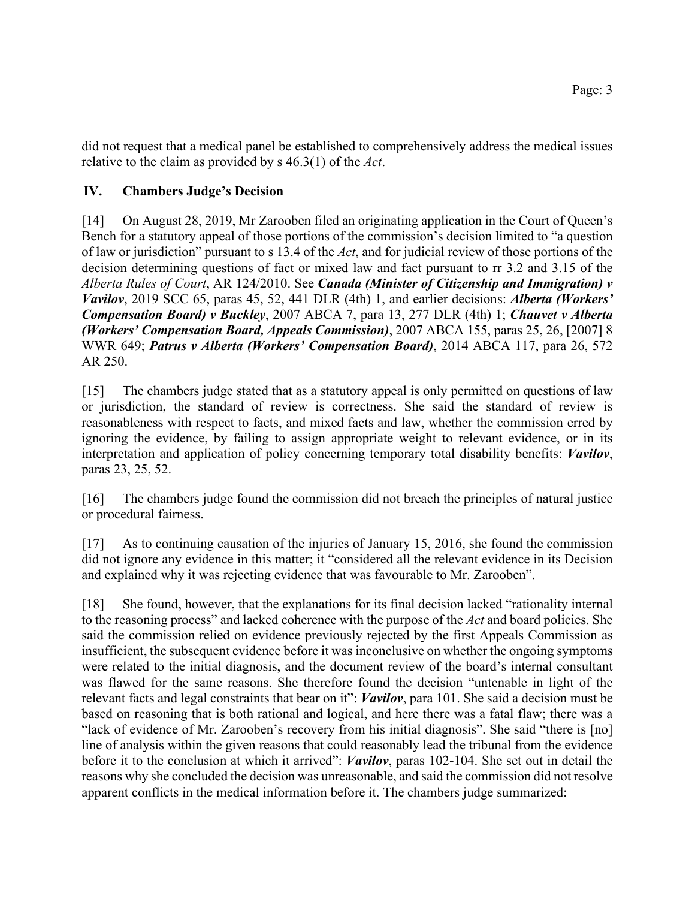did not request that a medical panel be established to comprehensively address the medical issues relative to the claim as provided by s 46.3(1) of the *Act*.

## IV. Chambers Judge's Decision

[14] On August 28, 2019, Mr Zarooben filed an originating application in the Court of Queen's Bench for a statutory appeal of those portions of the commission's decision limited to "a question of law or jurisdiction" pursuant to s 13.4 of the *Act*, and for judicial review of those portions of the decision determining questions of fact or mixed law and fact pursuant to rr 3.2 and 3.15 of the *Alberta Rules of Court*, AR 124/2010. See ***Canada (Minister of Citizenship and Immigration) v Vavilov***, 2019 SCC 65, paras 45, 52, 441 DLR (4th) 1, and earlier decisions: ***Alberta (Workers' Compensation Board) v Buckley***, 2007 ABCA 7, para 13, 277 DLR (4th) 1; ***Chauvet v Alberta (Workers' Compensation Board, Appeals Commission)***, 2007 ABCA 155, paras 25, 26, [2007] 8 WWR 649; ***Patrus v Alberta (Workers' Compensation Board)***, 2014 ABCA 117, para 26, 572 AR 250.

[15] The chambers judge stated that as a statutory appeal is only permitted on questions of law or jurisdiction, the standard of review is correctness. She said the standard of review is reasonableness with respect to facts, and mixed facts and law, whether the commission erred by ignoring the evidence, by failing to assign appropriate weight to relevant evidence, or in its interpretation and application of policy concerning temporary total disability benefits: ***Vavilov***, paras 23, 25, 52.

[16] The chambers judge found the commission did not breach the principles of natural justice or procedural fairness.

[17] As to continuing causation of the injuries of January 15, 2016, she found the commission did not ignore any evidence in this matter; it "considered all the relevant evidence in its Decision and explained why it was rejecting evidence that was favourable to Mr. Zarooben".

[18] She found, however, that the explanations for its final decision lacked "rationality internal to the reasoning process" and lacked coherence with the purpose of the *Act* and board policies. She said the commission relied on evidence previously rejected by the first Appeals Commission as insufficient, the subsequent evidence before it was inconclusive on whether the ongoing symptoms were related to the initial diagnosis, and the document review of the board's internal consultant was flawed for the same reasons. She therefore found the decision "untenable in light of the relevant facts and legal constraints that bear on it": ***Vavilov***, para 101. She said a decision must be based on reasoning that is both rational and logical, and here there was a fatal flaw; there was a "lack of evidence of Mr. Zarooben's recovery from his initial diagnosis". She said "there is [no] line of analysis within the given reasons that could reasonably lead the tribunal from the evidence before it to the conclusion at which it arrived": ***Vavilov***, paras 102-104. She set out in detail the reasons why she concluded the decision was unreasonable, and said the commission did not resolve apparent conflicts in the medical information before it. The chambers judge summarized: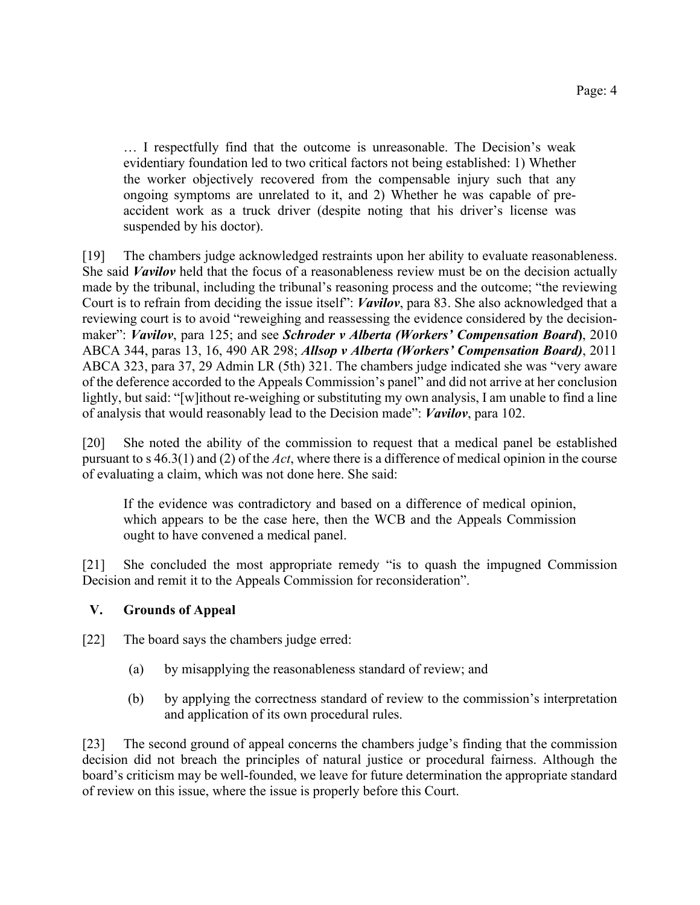> … I respectfully find that the outcome is unreasonable. The Decision's weak evidentiary foundation led to two critical factors not being established: 1) Whether the worker objectively recovered from the compensable injury such that any ongoing symptoms are unrelated to it, and 2) Whether he was capable of pre-accident work as a truck driver (despite noting that his driver's license was suspended by his doctor).

[19] The chambers judge acknowledged restraints upon her ability to evaluate reasonableness. She said ***Vavilov*** held that the focus of a reasonableness review must be on the decision actually made by the tribunal, including the tribunal's reasoning process and the outcome; "the reviewing Court is to refrain from deciding the issue itself": ***Vavilov***, para 83. She also acknowledged that a reviewing court is to avoid "reweighing and reassessing the evidence considered by the decision-maker": ***Vavilov***, para 125; and see ***Schroder v Alberta (Workers' Compensation Board)***, 2010 ABCA 344, paras 13, 16, 490 AR 298; ***Allsop v Alberta (Workers' Compensation Board)***, 2011 ABCA 323, para 37, 29 Admin LR (5th) 321. The chambers judge indicated she was "very aware of the deference accorded to the Appeals Commission's panel" and did not arrive at her conclusion lightly, but said: "[w]ithout re-weighing or substituting my own analysis, I am unable to find a line of analysis that would reasonably lead to the Decision made": ***Vavilov***, para 102.

[20] She noted the ability of the commission to request that a medical panel be established pursuant to s 46.3(1) and (2) of the *Act*, where there is a difference of medical opinion in the course of evaluating a claim, which was not done here. She said:

> If the evidence was contradictory and based on a difference of medical opinion, which appears to be the case here, then the WCB and the Appeals Commission ought to have convened a medical panel.

[21] She concluded the most appropriate remedy "is to quash the impugned Commission Decision and remit it to the Appeals Commission for reconsideration".

## V. Grounds of Appeal

[22] The board says the chambers judge erred:

(a) by misapplying the reasonableness standard of review; and

(b) by applying the correctness standard of review to the commission's interpretation and application of its own procedural rules.

[23] The second ground of appeal concerns the chambers judge's finding that the commission decision did not breach the principles of natural justice or procedural fairness. Although the board's criticism may be well-founded, we leave for future determination the appropriate standard of review on this issue, where the issue is properly before this Court.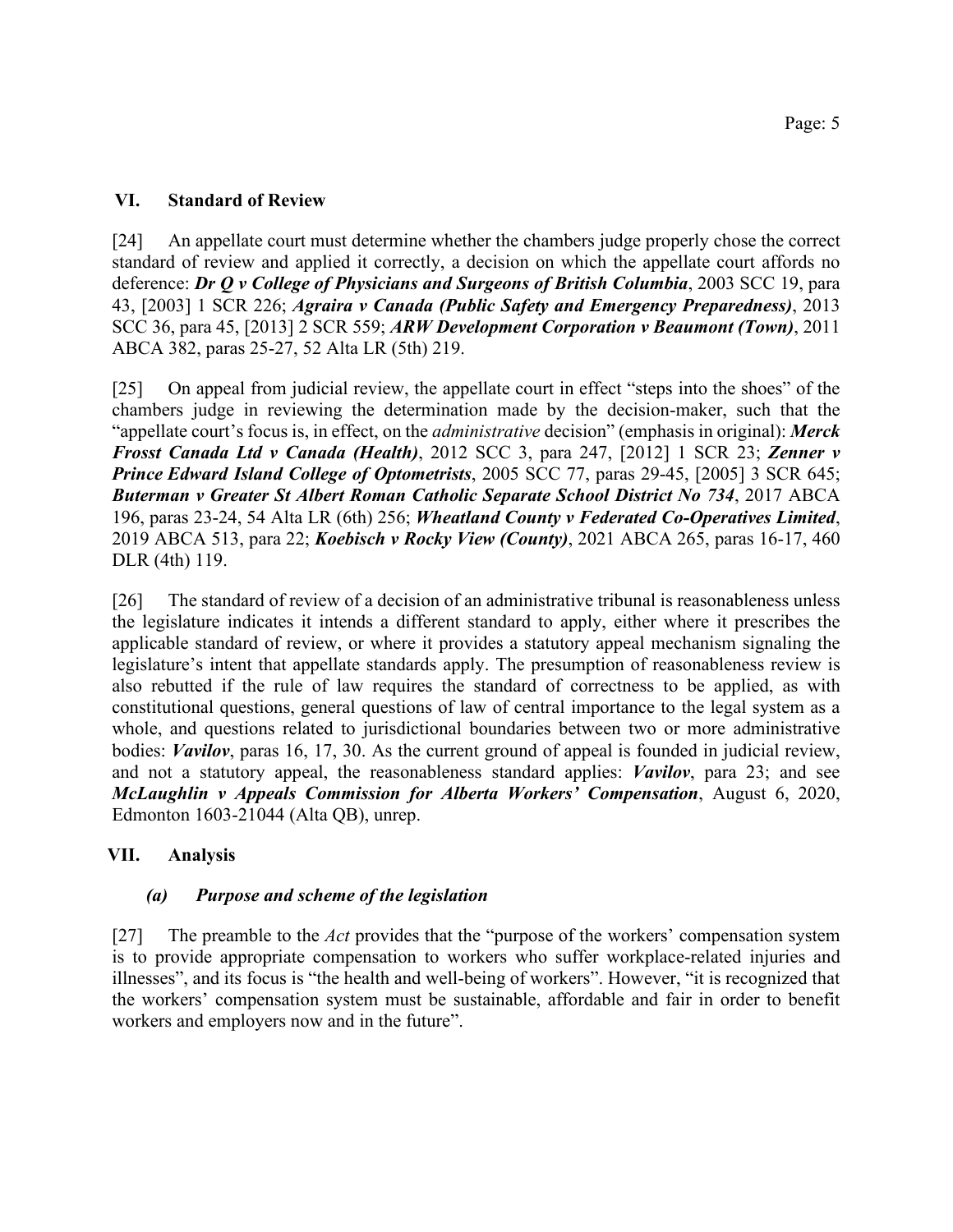## VI. Standard of Review

[24] An appellate court must determine whether the chambers judge properly chose the correct standard of review and applied it correctly, a decision on which the appellate court affords no deference: ***Dr Q v College of Physicians and Surgeons of British Columbia***, 2003 SCC 19, para 43, [2003] 1 SCR 226; ***Agraira v Canada (Public Safety and Emergency Preparedness)***, 2013 SCC 36, para 45, [2013] 2 SCR 559; ***ARW Development Corporation v Beaumont (Town)***, 2011 ABCA 382, paras 25-27, 52 Alta LR (5th) 219.

[25] On appeal from judicial review, the appellate court in effect "steps into the shoes" of the chambers judge in reviewing the determination made by the decision-maker, such that the "appellate court's focus is, in effect, on the *administrative* decision" (emphasis in original): ***Merck Frosst Canada Ltd v Canada (Health)***, 2012 SCC 3, para 247, [2012] 1 SCR 23; ***Zenner v Prince Edward Island College of Optometrists***, 2005 SCC 77, paras 29-45, [2005] 3 SCR 645; ***Buterman v Greater St Albert Roman Catholic Separate School District No 734***, 2017 ABCA 196, paras 23-24, 54 Alta LR (6th) 256; ***Wheatland County v Federated Co-Operatives Limited***, 2019 ABCA 513, para 22; ***Koebisch v Rocky View (County)***, 2021 ABCA 265, paras 16-17, 460 DLR (4th) 119.

[26] The standard of review of a decision of an administrative tribunal is reasonableness unless the legislature indicates it intends a different standard to apply, either where it prescribes the applicable standard of review, or where it provides a statutory appeal mechanism signaling the legislature's intent that appellate standards apply. The presumption of reasonableness review is also rebutted if the rule of law requires the standard of correctness to be applied, as with constitutional questions, general questions of law of central importance to the legal system as a whole, and questions related to jurisdictional boundaries between two or more administrative bodies: ***Vavilov***, paras 16, 17, 30. As the current ground of appeal is founded in judicial review, and not a statutory appeal, the reasonableness standard applies: ***Vavilov***, para 23; and see ***McLaughlin v Appeals Commission for Alberta Workers' Compensation***, August 6, 2020, Edmonton 1603-21044 (Alta QB), unrep.

## VII. Analysis

### *(a) Purpose and scheme of the legislation*

[27] The preamble to the *Act* provides that the "purpose of the workers' compensation system is to provide appropriate compensation to workers who suffer workplace-related injuries and illnesses", and its focus is "the health and well-being of workers". However, "it is recognized that the workers' compensation system must be sustainable, affordable and fair in order to benefit workers and employers now and in the future".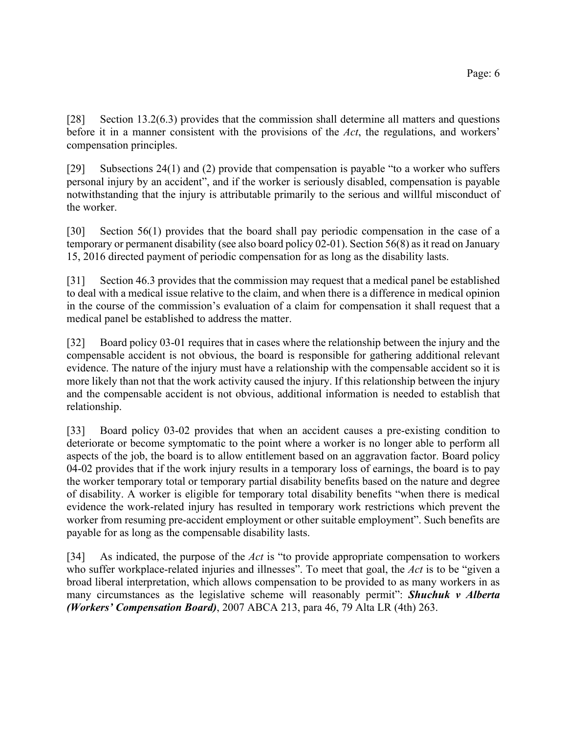[28] Section 13.2(6.3) provides that the commission shall determine all matters and questions before it in a manner consistent with the provisions of the *Act*, the regulations, and workers' compensation principles.

[29] Subsections 24(1) and (2) provide that compensation is payable "to a worker who suffers personal injury by an accident", and if the worker is seriously disabled, compensation is payable notwithstanding that the injury is attributable primarily to the serious and willful misconduct of the worker.

[30] Section 56(1) provides that the board shall pay periodic compensation in the case of a temporary or permanent disability (see also board policy 02-01). Section 56(8) as it read on January 15, 2016 directed payment of periodic compensation for as long as the disability lasts.

[31] Section 46.3 provides that the commission may request that a medical panel be established to deal with a medical issue relative to the claim, and when there is a difference in medical opinion in the course of the commission's evaluation of a claim for compensation it shall request that a medical panel be established to address the matter.

[32] Board policy 03-01 requires that in cases where the relationship between the injury and the compensable accident is not obvious, the board is responsible for gathering additional relevant evidence. The nature of the injury must have a relationship with the compensable accident so it is more likely than not that the work activity caused the injury. If this relationship between the injury and the compensable accident is not obvious, additional information is needed to establish that relationship.

[33] Board policy 03-02 provides that when an accident causes a pre-existing condition to deteriorate or become symptomatic to the point where a worker is no longer able to perform all aspects of the job, the board is to allow entitlement based on an aggravation factor. Board policy 04-02 provides that if the work injury results in a temporary loss of earnings, the board is to pay the worker temporary total or temporary partial disability benefits based on the nature and degree of disability. A worker is eligible for temporary total disability benefits "when there is medical evidence the work-related injury has resulted in temporary work restrictions which prevent the worker from resuming pre-accident employment or other suitable employment". Such benefits are payable for as long as the compensable disability lasts.

[34] As indicated, the purpose of the *Act* is "to provide appropriate compensation to workers who suffer workplace-related injuries and illnesses". To meet that goal, the *Act* is to be "given a broad liberal interpretation, which allows compensation to be provided to as many workers in as many circumstances as the legislative scheme will reasonably permit": ***Shuchuk v Alberta (Workers' Compensation Board)***, 2007 ABCA 213, para 46, 79 Alta LR (4th) 263.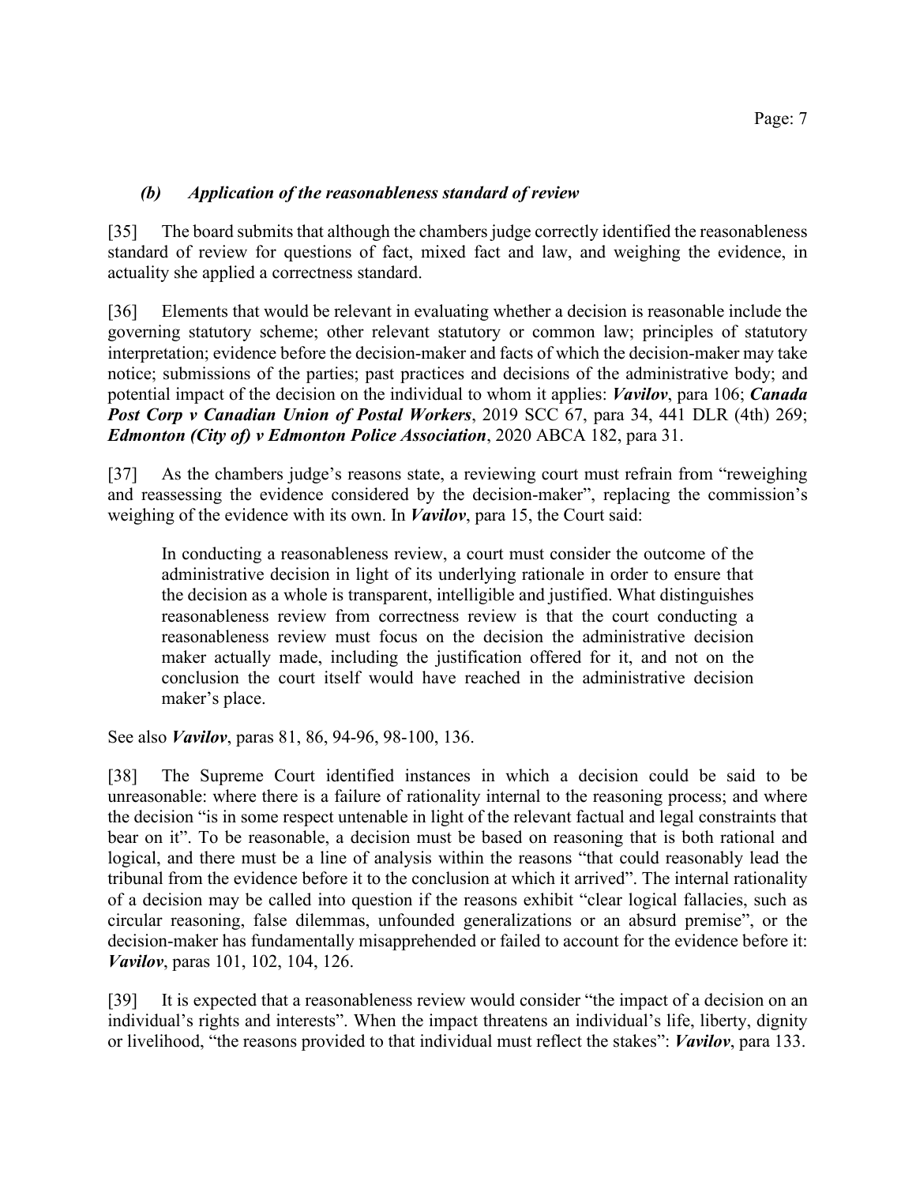### *(b) Application of the reasonableness standard of review*

[35] The board submits that although the chambers judge correctly identified the reasonableness standard of review for questions of fact, mixed fact and law, and weighing the evidence, in actuality she applied a correctness standard.

[36] Elements that would be relevant in evaluating whether a decision is reasonable include the governing statutory scheme; other relevant statutory or common law; principles of statutory interpretation; evidence before the decision-maker and facts of which the decision-maker may take notice; submissions of the parties; past practices and decisions of the administrative body; and potential impact of the decision on the individual to whom it applies: ***Vavilov***, para 106; ***Canada Post Corp v Canadian Union of Postal Workers***, 2019 SCC 67, para 34, 441 DLR (4th) 269; ***Edmonton (City of) v Edmonton Police Association***, 2020 ABCA 182, para 31.

[37] As the chambers judge's reasons state, a reviewing court must refrain from "reweighing and reassessing the evidence considered by the decision-maker", replacing the commission's weighing of the evidence with its own. In ***Vavilov***, para 15, the Court said:

> In conducting a reasonableness review, a court must consider the outcome of the administrative decision in light of its underlying rationale in order to ensure that the decision as a whole is transparent, intelligible and justified. What distinguishes reasonableness review from correctness review is that the court conducting a reasonableness review must focus on the decision the administrative decision maker actually made, including the justification offered for it, and not on the conclusion the court itself would have reached in the administrative decision maker's place.

See also ***Vavilov***, paras 81, 86, 94-96, 98-100, 136.

[38] The Supreme Court identified instances in which a decision could be said to be unreasonable: where there is a failure of rationality internal to the reasoning process; and where the decision "is in some respect untenable in light of the relevant factual and legal constraints that bear on it". To be reasonable, a decision must be based on reasoning that is both rational and logical, and there must be a line of analysis within the reasons "that could reasonably lead the tribunal from the evidence before it to the conclusion at which it arrived". The internal rationality of a decision may be called into question if the reasons exhibit "clear logical fallacies, such as circular reasoning, false dilemmas, unfounded generalizations or an absurd premise", or the decision-maker has fundamentally misapprehended or failed to account for the evidence before it: ***Vavilov***, paras 101, 102, 104, 126.

[39] It is expected that a reasonableness review would consider "the impact of a decision on an individual's rights and interests". When the impact threatens an individual's life, liberty, dignity or livelihood, "the reasons provided to that individual must reflect the stakes": ***Vavilov***, para 133.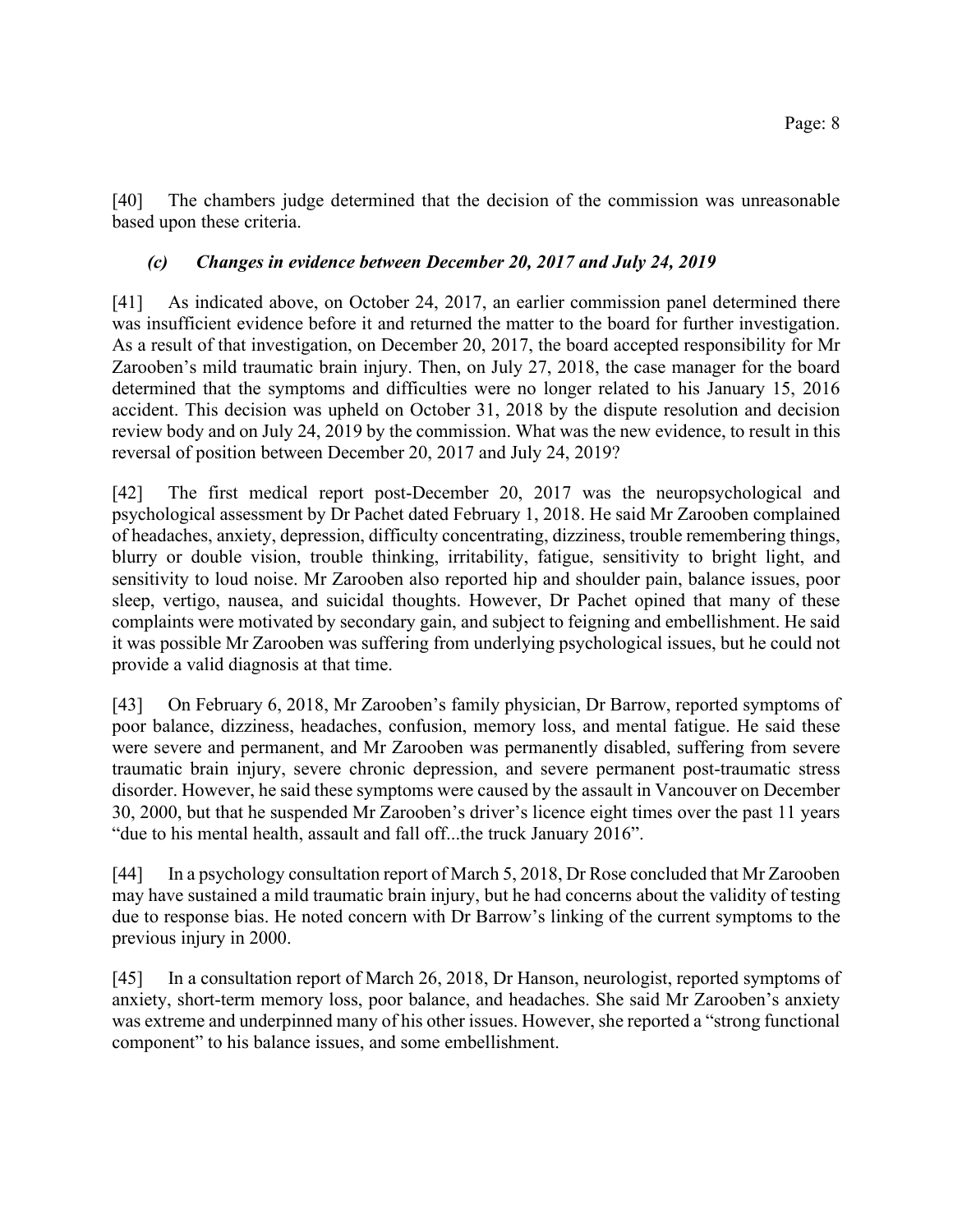[40] The chambers judge determined that the decision of the commission was unreasonable based upon these criteria.

### *(c) Changes in evidence between December 20, 2017 and July 24, 2019*

[41] As indicated above, on October 24, 2017, an earlier commission panel determined there was insufficient evidence before it and returned the matter to the board for further investigation. As a result of that investigation, on December 20, 2017, the board accepted responsibility for Mr Zarooben's mild traumatic brain injury. Then, on July 27, 2018, the case manager for the board determined that the symptoms and difficulties were no longer related to his January 15, 2016 accident. This decision was upheld on October 31, 2018 by the dispute resolution and decision review body and on July 24, 2019 by the commission. What was the new evidence, to result in this reversal of position between December 20, 2017 and July 24, 2019?

[42] The first medical report post-December 20, 2017 was the neuropsychological and psychological assessment by Dr Pachet dated February 1, 2018. He said Mr Zarooben complained of headaches, anxiety, depression, difficulty concentrating, dizziness, trouble remembering things, blurry or double vision, trouble thinking, irritability, fatigue, sensitivity to bright light, and sensitivity to loud noise. Mr Zarooben also reported hip and shoulder pain, balance issues, poor sleep, vertigo, nausea, and suicidal thoughts. However, Dr Pachet opined that many of these complaints were motivated by secondary gain, and subject to feigning and embellishment. He said it was possible Mr Zarooben was suffering from underlying psychological issues, but he could not provide a valid diagnosis at that time.

[43] On February 6, 2018, Mr Zarooben's family physician, Dr Barrow, reported symptoms of poor balance, dizziness, headaches, confusion, memory loss, and mental fatigue. He said these were severe and permanent, and Mr Zarooben was permanently disabled, suffering from severe traumatic brain injury, severe chronic depression, and severe permanent post-traumatic stress disorder. However, he said these symptoms were caused by the assault in Vancouver on December 30, 2000, but that he suspended Mr Zarooben's driver's licence eight times over the past 11 years "due to his mental health, assault and fall off...the truck January 2016".

[44] In a psychology consultation report of March 5, 2018, Dr Rose concluded that Mr Zarooben may have sustained a mild traumatic brain injury, but he had concerns about the validity of testing due to response bias. He noted concern with Dr Barrow's linking of the current symptoms to the previous injury in 2000.

[45] In a consultation report of March 26, 2018, Dr Hanson, neurologist, reported symptoms of anxiety, short-term memory loss, poor balance, and headaches. She said Mr Zarooben's anxiety was extreme and underpinned many of his other issues. However, she reported a "strong functional component" to his balance issues, and some embellishment.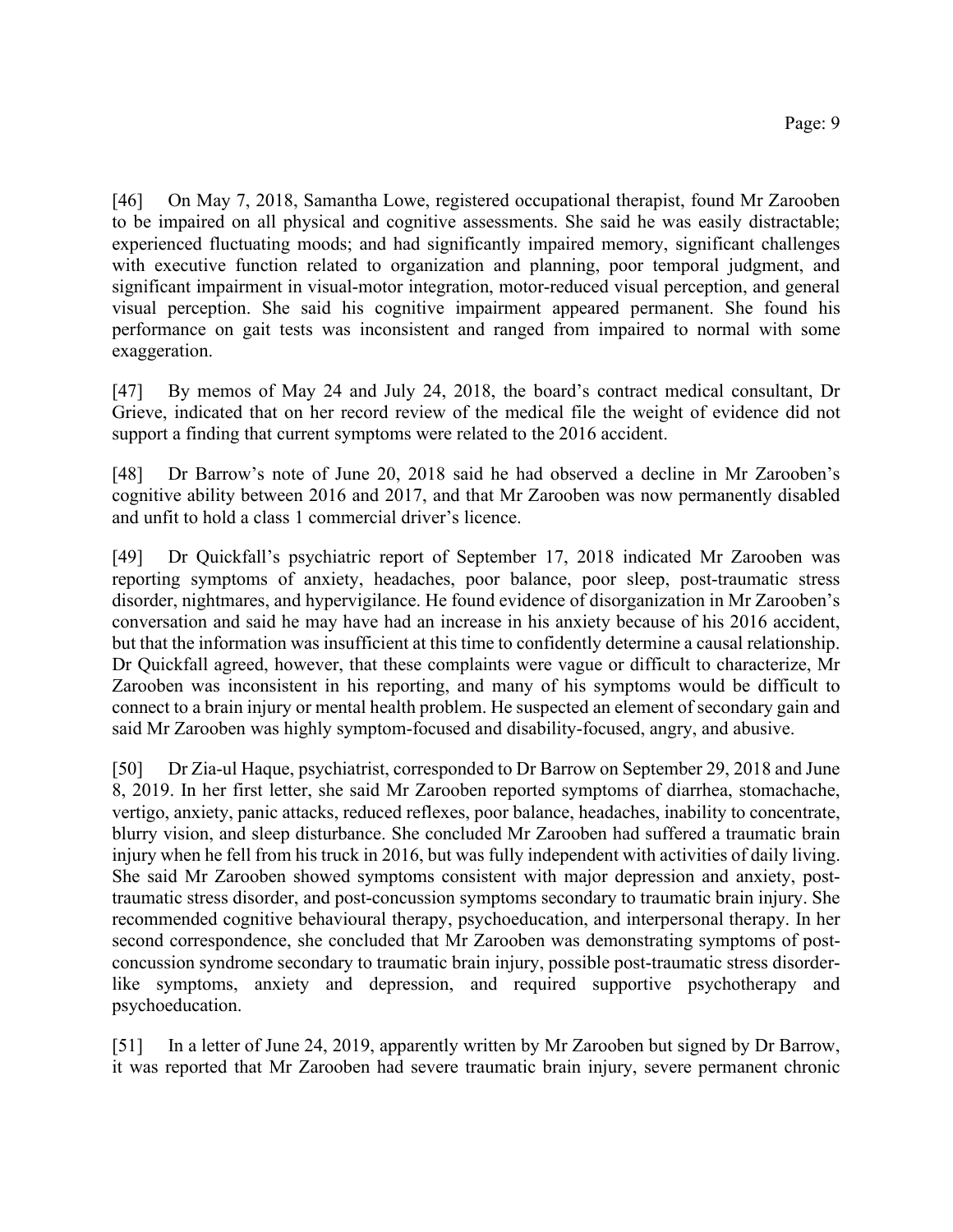[46] On May 7, 2018, Samantha Lowe, registered occupational therapist, found Mr Zarooben to be impaired on all physical and cognitive assessments. She said he was easily distractable; experienced fluctuating moods; and had significantly impaired memory, significant challenges with executive function related to organization and planning, poor temporal judgment, and significant impairment in visual-motor integration, motor-reduced visual perception, and general visual perception. She said his cognitive impairment appeared permanent. She found his performance on gait tests was inconsistent and ranged from impaired to normal with some exaggeration.

[47] By memos of May 24 and July 24, 2018, the board's contract medical consultant, Dr Grieve, indicated that on her record review of the medical file the weight of evidence did not support a finding that current symptoms were related to the 2016 accident.

[48] Dr Barrow's note of June 20, 2018 said he had observed a decline in Mr Zarooben's cognitive ability between 2016 and 2017, and that Mr Zarooben was now permanently disabled and unfit to hold a class 1 commercial driver's licence.

[49] Dr Quickfall's psychiatric report of September 17, 2018 indicated Mr Zarooben was reporting symptoms of anxiety, headaches, poor balance, poor sleep, post-traumatic stress disorder, nightmares, and hypervigilance. He found evidence of disorganization in Mr Zarooben's conversation and said he may have had an increase in his anxiety because of his 2016 accident, but that the information was insufficient at this time to confidently determine a causal relationship. Dr Quickfall agreed, however, that these complaints were vague or difficult to characterize, Mr Zarooben was inconsistent in his reporting, and many of his symptoms would be difficult to connect to a brain injury or mental health problem. He suspected an element of secondary gain and said Mr Zarooben was highly symptom-focused and disability-focused, angry, and abusive.

[50] Dr Zia-ul Haque, psychiatrist, corresponded to Dr Barrow on September 29, 2018 and June 8, 2019. In her first letter, she said Mr Zarooben reported symptoms of diarrhea, stomachache, vertigo, anxiety, panic attacks, reduced reflexes, poor balance, headaches, inability to concentrate, blurry vision, and sleep disturbance. She concluded Mr Zarooben had suffered a traumatic brain injury when he fell from his truck in 2016, but was fully independent with activities of daily living. She said Mr Zarooben showed symptoms consistent with major depression and anxiety, post-traumatic stress disorder, and post-concussion symptoms secondary to traumatic brain injury. She recommended cognitive behavioural therapy, psychoeducation, and interpersonal therapy. In her second correspondence, she concluded that Mr Zarooben was demonstrating symptoms of post-concussion syndrome secondary to traumatic brain injury, possible post-traumatic stress disorder-like symptoms, anxiety and depression, and required supportive psychotherapy and psychoeducation.

[51] In a letter of June 24, 2019, apparently written by Mr Zarooben but signed by Dr Barrow, it was reported that Mr Zarooben had severe traumatic brain injury, severe permanent chronic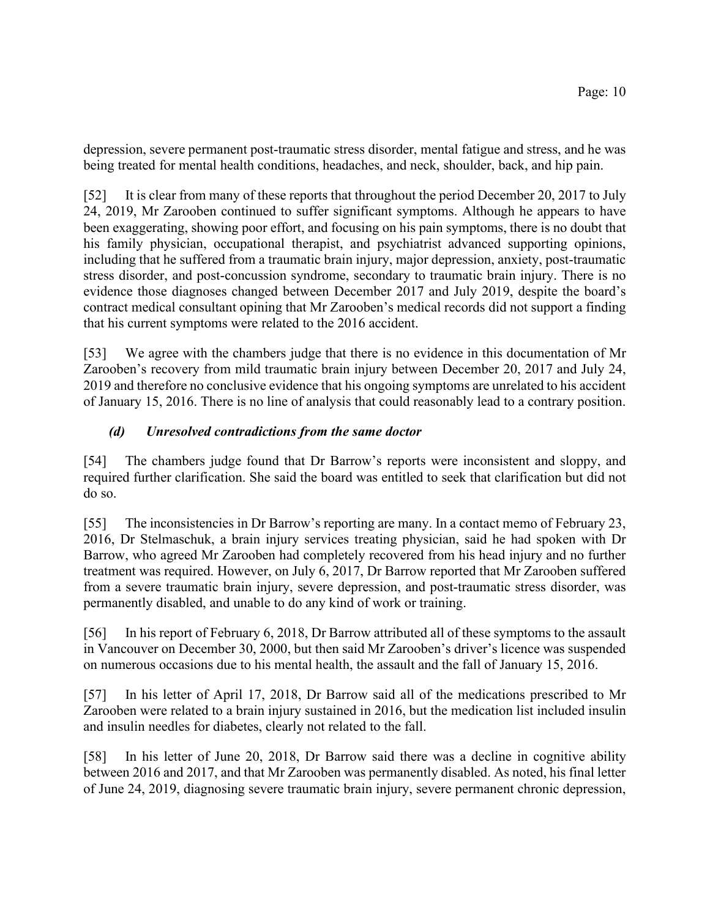depression, severe permanent post-traumatic stress disorder, mental fatigue and stress, and he was being treated for mental health conditions, headaches, and neck, shoulder, back, and hip pain.

[52] It is clear from many of these reports that throughout the period December 20, 2017 to July 24, 2019, Mr Zarooben continued to suffer significant symptoms. Although he appears to have been exaggerating, showing poor effort, and focusing on his pain symptoms, there is no doubt that his family physician, occupational therapist, and psychiatrist advanced supporting opinions, including that he suffered from a traumatic brain injury, major depression, anxiety, post-traumatic stress disorder, and post-concussion syndrome, secondary to traumatic brain injury. There is no evidence those diagnoses changed between December 2017 and July 2019, despite the board's contract medical consultant opining that Mr Zarooben's medical records did not support a finding that his current symptoms were related to the 2016 accident.

[53] We agree with the chambers judge that there is no evidence in this documentation of Mr Zarooben's recovery from mild traumatic brain injury between December 20, 2017 and July 24, 2019 and therefore no conclusive evidence that his ongoing symptoms are unrelated to his accident of January 15, 2016. There is no line of analysis that could reasonably lead to a contrary position.

### *(d) Unresolved contradictions from the same doctor*

[54] The chambers judge found that Dr Barrow's reports were inconsistent and sloppy, and required further clarification. She said the board was entitled to seek that clarification but did not do so.

[55] The inconsistencies in Dr Barrow's reporting are many. In a contact memo of February 23, 2016, Dr Stelmaschuk, a brain injury services treating physician, said he had spoken with Dr Barrow, who agreed Mr Zarooben had completely recovered from his head injury and no further treatment was required. However, on July 6, 2017, Dr Barrow reported that Mr Zarooben suffered from a severe traumatic brain injury, severe depression, and post-traumatic stress disorder, was permanently disabled, and unable to do any kind of work or training.

[56] In his report of February 6, 2018, Dr Barrow attributed all of these symptoms to the assault in Vancouver on December 30, 2000, but then said Mr Zarooben's driver's licence was suspended on numerous occasions due to his mental health, the assault and the fall of January 15, 2016.

[57] In his letter of April 17, 2018, Dr Barrow said all of the medications prescribed to Mr Zarooben were related to a brain injury sustained in 2016, but the medication list included insulin and insulin needles for diabetes, clearly not related to the fall.

[58] In his letter of June 20, 2018, Dr Barrow said there was a decline in cognitive ability between 2016 and 2017, and that Mr Zarooben was permanently disabled. As noted, his final letter of June 24, 2019, diagnosing severe traumatic brain injury, severe permanent chronic depression,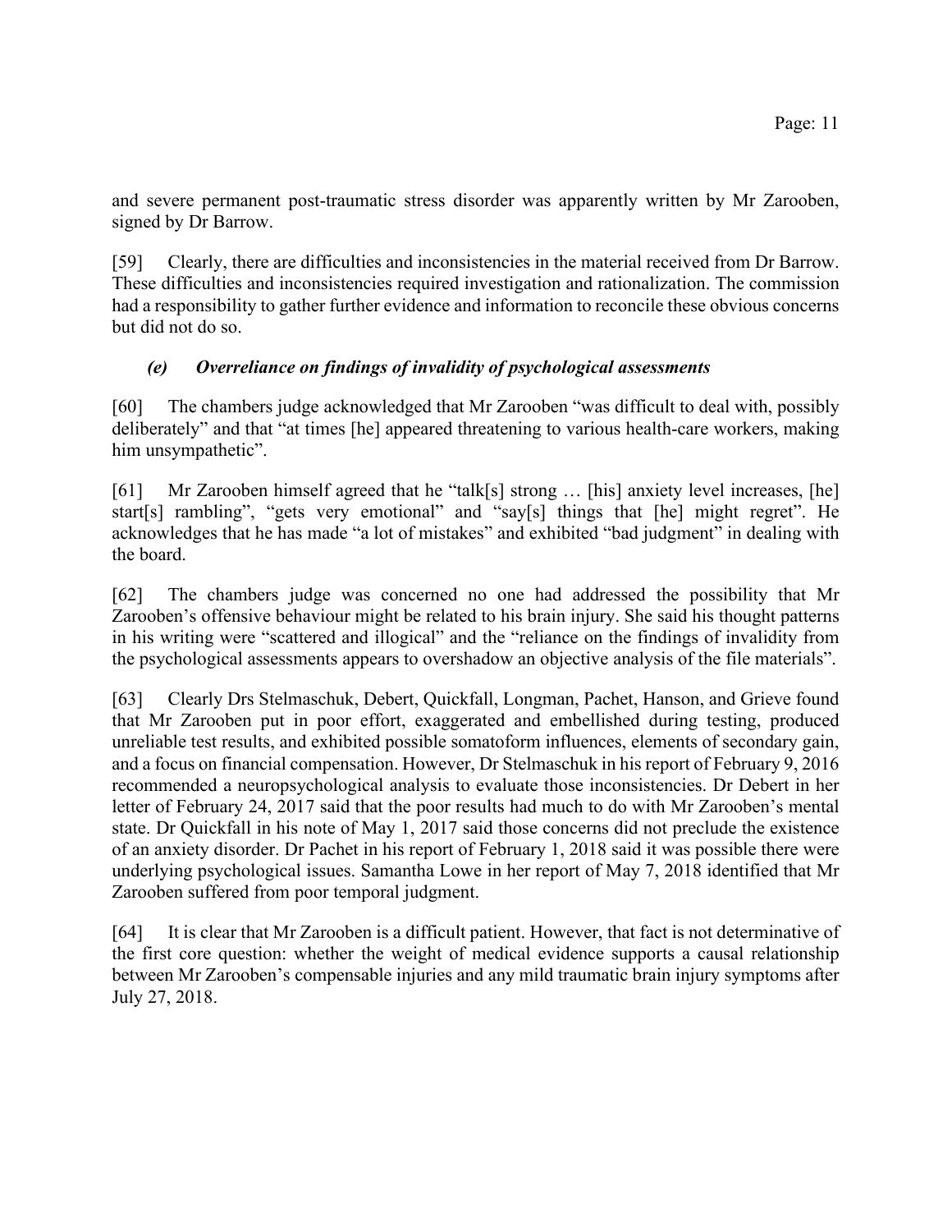and severe permanent post-traumatic stress disorder was apparently written by Mr Zarooben, signed by Dr Barrow.

[59] Clearly, there are difficulties and inconsistencies in the material received from Dr Barrow. These difficulties and inconsistencies required investigation and rationalization. The commission had a responsibility to gather further evidence and information to reconcile these obvious concerns but did not do so.

### *(e) Overreliance on findings of invalidity of psychological assessments*

[60] The chambers judge acknowledged that Mr Zarooben "was difficult to deal with, possibly deliberately" and that "at times [he] appeared threatening to various health-care workers, making him unsympathetic".

[61] Mr Zarooben himself agreed that he "talk[s] strong … [his] anxiety level increases, [he] start[s] rambling", "gets very emotional" and "say[s] things that [he] might regret". He acknowledges that he has made "a lot of mistakes" and exhibited "bad judgment" in dealing with the board.

[62] The chambers judge was concerned no one had addressed the possibility that Mr Zarooben's offensive behaviour might be related to his brain injury. She said his thought patterns in his writing were "scattered and illogical" and the "reliance on the findings of invalidity from the psychological assessments appears to overshadow an objective analysis of the file materials".

[63] Clearly Drs Stelmaschuk, Debert, Quickfall, Longman, Pachet, Hanson, and Grieve found that Mr Zarooben put in poor effort, exaggerated and embellished during testing, produced unreliable test results, and exhibited possible somatoform influences, elements of secondary gain, and a focus on financial compensation. However, Dr Stelmaschuk in his report of February 9, 2016 recommended a neuropsychological analysis to evaluate those inconsistencies. Dr Debert in her letter of February 24, 2017 said that the poor results had much to do with Mr Zarooben's mental state. Dr Quickfall in his note of May 1, 2017 said those concerns did not preclude the existence of an anxiety disorder. Dr Pachet in his report of February 1, 2018 said it was possible there were underlying psychological issues. Samantha Lowe in her report of May 7, 2018 identified that Mr Zarooben suffered from poor temporal judgment.

[64] It is clear that Mr Zarooben is a difficult patient. However, that fact is not determinative of the first core question: whether the weight of medical evidence supports a causal relationship between Mr Zarooben's compensable injuries and any mild traumatic brain injury symptoms after July 27, 2018.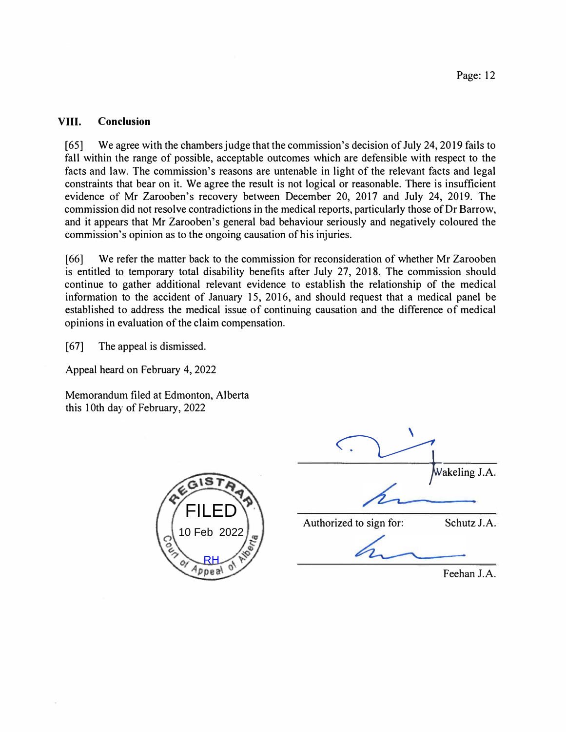## VIII. Conclusion

[65] We agree with the chambers judge that the commission's decision of July 24, 2019 fails to fall within the range of possible, acceptable outcomes which are defensible with respect to the facts and law. The commission's reasons are untenable in light of the relevant facts and legal constraints that bear on it. We agree the result is not logical or reasonable. There is insufficient evidence of Mr Zarooben's recovery between December 20, 2017 and July 24, 2019. The commission did not resolve contradictions in the medical reports, particularly those of Dr Barrow, and it appears that Mr Zarooben's general bad behaviour seriously and negatively coloured the commission's opinion as to the ongoing causation of his injuries.

[66] We refer the matter back to the commission for reconsideration of whether Mr Zarooben is entitled to temporary total disability benefits after July 27, 2018. The commission should continue to gather additional relevant evidence to establish the relationship of the medical information to the accident of January 15, 2016, and should request that a medical panel be established to address the medical issue of continuing causation and the difference of medical opinions in evaluation of the claim compensation.

[67] The appeal is dismissed.

Appeal heard on February 4, 2022

Memorandum filed at Edmonton, Alberta
this 10th day of February, 2022

REGISTRAR
FILED
10 Feb 2022
RH
Court of Appeal of Alberta

Wakeling J.A.

Authorized to sign for: Schutz J.A.

Feehan J.A.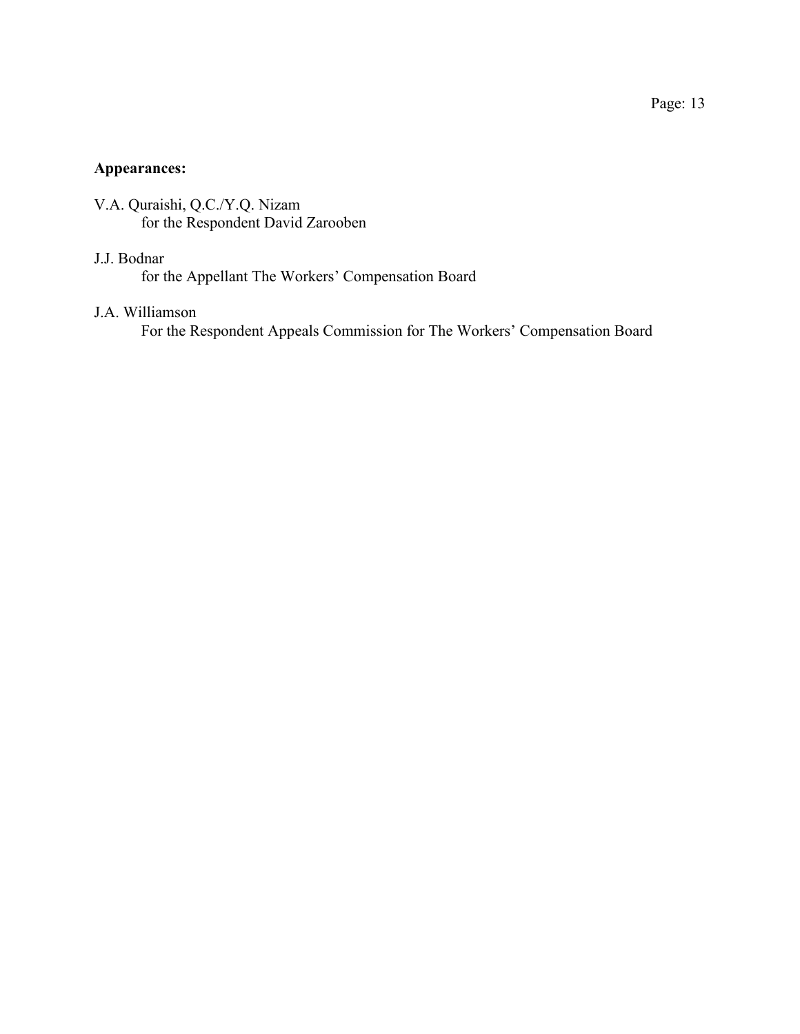**Appearances:**

V.A. Quraishi, Q.C./Y.Q. Nizam
for the Respondent David Zarooben

J.J. Bodnar
for the Appellant The Workers' Compensation Board

J.A. Williamson
For the Respondent Appeals Commission for The Workers' Compensation Board